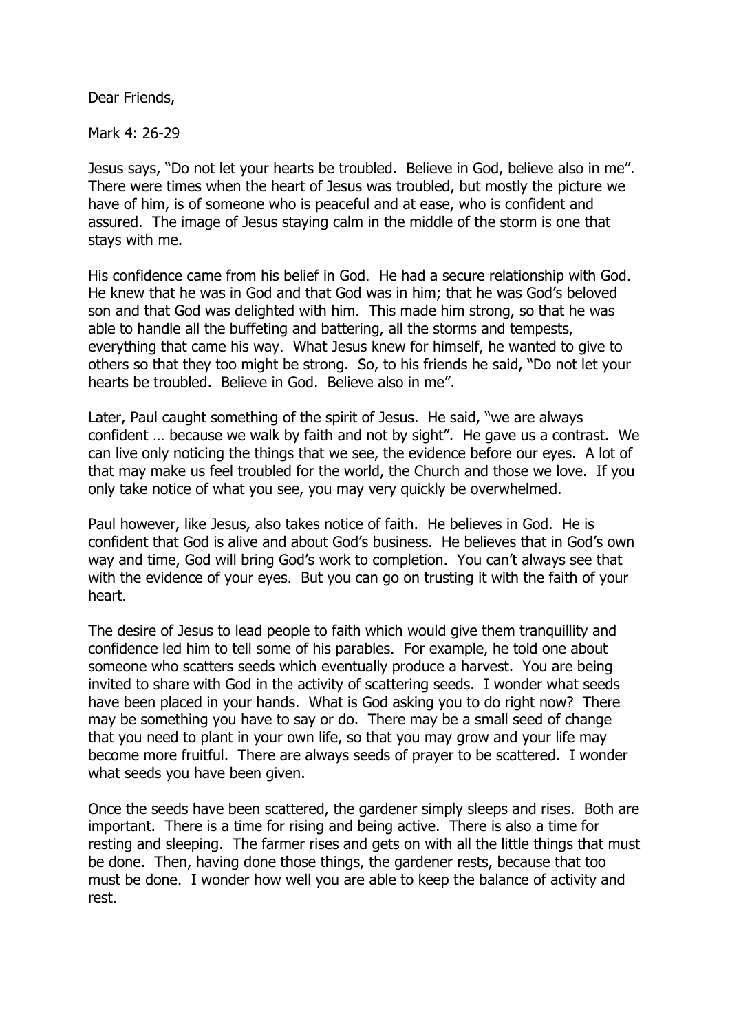Dear Friends,

Mark 4: 26-29

Jesus says, "Do not let your hearts be troubled. Believe in God, believe also in me". There were times when the heart of Jesus was troubled, but mostly the picture we have of him, is of someone who is peaceful and at ease, who is confident and assured. The image of Jesus staying calm in the middle of the storm is one that stays with me.

His confidence came from his belief in God. He had a secure relationship with God. He knew that he was in God and that God was in him; that he was God's beloved son and that God was delighted with him. This made him strong, so that he was able to handle all the buffeting and battering, all the storms and tempests, everything that came his way. What Jesus knew for himself, he wanted to give to others so that they too might be strong. So, to his friends he said, "Do not let your hearts be troubled. Believe in God. Believe also in me".

Later, Paul caught something of the spirit of Jesus. He said, "we are always confident … because we walk by faith and not by sight". He gave us a contrast. We can live only noticing the things that we see, the evidence before our eyes. A lot of that may make us feel troubled for the world, the Church and those we love. If you only take notice of what you see, you may very quickly be overwhelmed.

Paul however, like Jesus, also takes notice of faith. He believes in God. He is confident that God is alive and about God's business. He believes that in God's own way and time, God will bring God's work to completion. You can't always see that with the evidence of your eyes. But you can go on trusting it with the faith of your heart.

The desire of Jesus to lead people to faith which would give them tranquillity and confidence led him to tell some of his parables. For example, he told one about someone who scatters seeds which eventually produce a harvest. You are being invited to share with God in the activity of scattering seeds. I wonder what seeds have been placed in your hands. What is God asking you to do right now? There may be something you have to say or do. There may be a small seed of change that you need to plant in your own life, so that you may grow and your life may become more fruitful. There are always seeds of prayer to be scattered. I wonder what seeds you have been given.

Once the seeds have been scattered, the gardener simply sleeps and rises. Both are important. There is a time for rising and being active. There is also a time for resting and sleeping. The farmer rises and gets on with all the little things that must be done. Then, having done those things, the gardener rests, because that too must be done. I wonder how well you are able to keep the balance of activity and rest.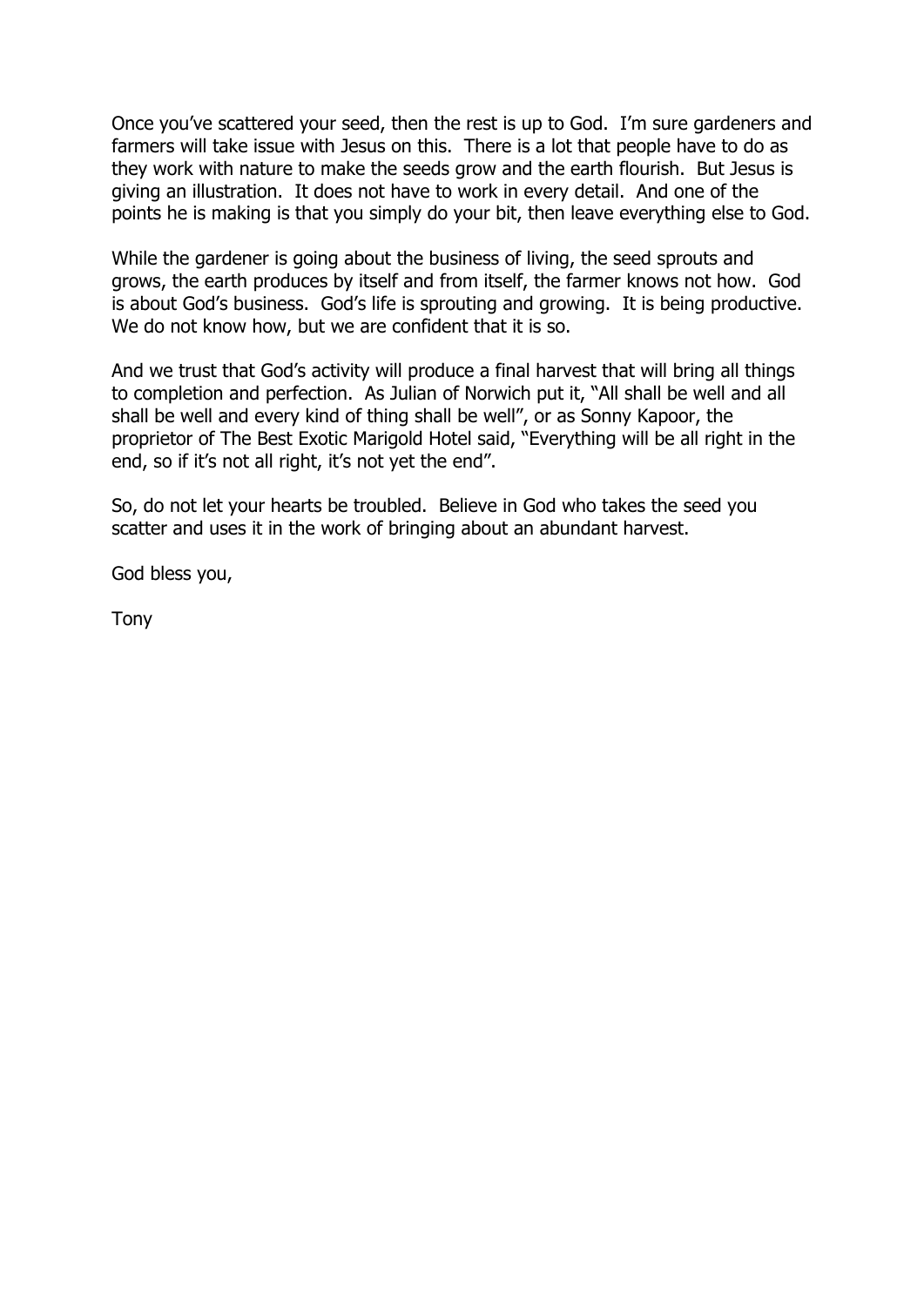Once you've scattered your seed, then the rest is up to God. I'm sure gardeners and farmers will take issue with Jesus on this. There is a lot that people have to do as they work with nature to make the seeds grow and the earth flourish. But Jesus is giving an illustration. It does not have to work in every detail. And one of the points he is making is that you simply do your bit, then leave everything else to God.

While the gardener is going about the business of living, the seed sprouts and grows, the earth produces by itself and from itself, the farmer knows not how. God is about God's business. God's life is sprouting and growing. It is being productive. We do not know how, but we are confident that it is so.

And we trust that God's activity will produce a final harvest that will bring all things to completion and perfection. As Julian of Norwich put it, "All shall be well and all shall be well and every kind of thing shall be well", or as Sonny Kapoor, the proprietor of The Best Exotic Marigold Hotel said, "Everything will be all right in the end, so if it's not all right, it's not yet the end".

So, do not let your hearts be troubled. Believe in God who takes the seed you scatter and uses it in the work of bringing about an abundant harvest.

God bless you,

Tony